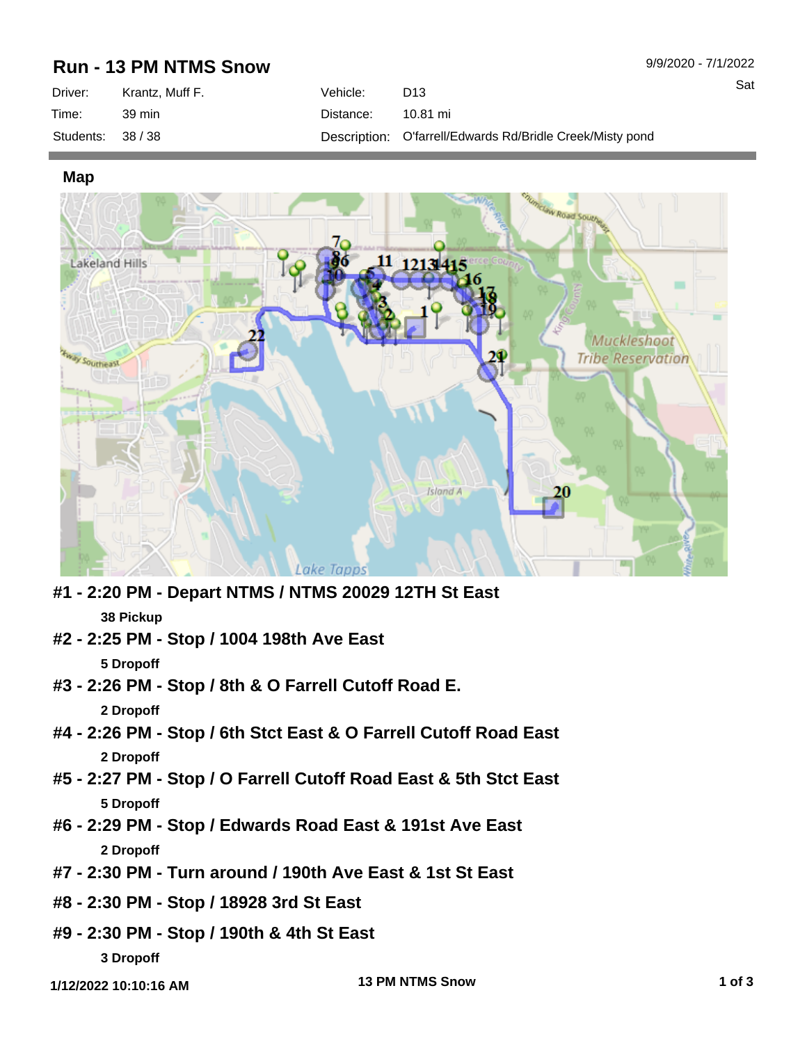# Run - 13 PM NTMS Snow

9/9/2020 - 7/1/2022

Sat

| Driver: | Krantz, Muff F. | Vehicle: | D13 |
|---|---|---|---|
| Time: | 39 min | Distance: | 10.81 mi |
| Students: | 38 / 38 | Description: | O'farrell/Edwards Rd/Bridle Creek/Misty pond |

## Map

### #1 - 2:20 PM - Depart NTMS / NTMS 20029 12TH St East

**38 Pickup**

### #2 - 2:25 PM - Stop / 1004 198th Ave East

**5 Dropoff**

### #3 - 2:26 PM - Stop / 8th & O Farrell Cutoff Road E.

**2 Dropoff**

### #4 - 2:26 PM - Stop / 6th Stct East & O Farrell Cutoff Road East

**2 Dropoff**

### #5 - 2:27 PM - Stop / O Farrell Cutoff Road East & 5th Stct East

**5 Dropoff**

### #6 - 2:29 PM - Stop / Edwards Road East & 191st Ave East

**2 Dropoff**

### #7 - 2:30 PM - Turn around / 190th Ave East & 1st St East

### #8 - 2:30 PM - Stop / 18928 3rd St East

### #9 - 2:30 PM - Stop / 190th & 4th St East

**3 Dropoff**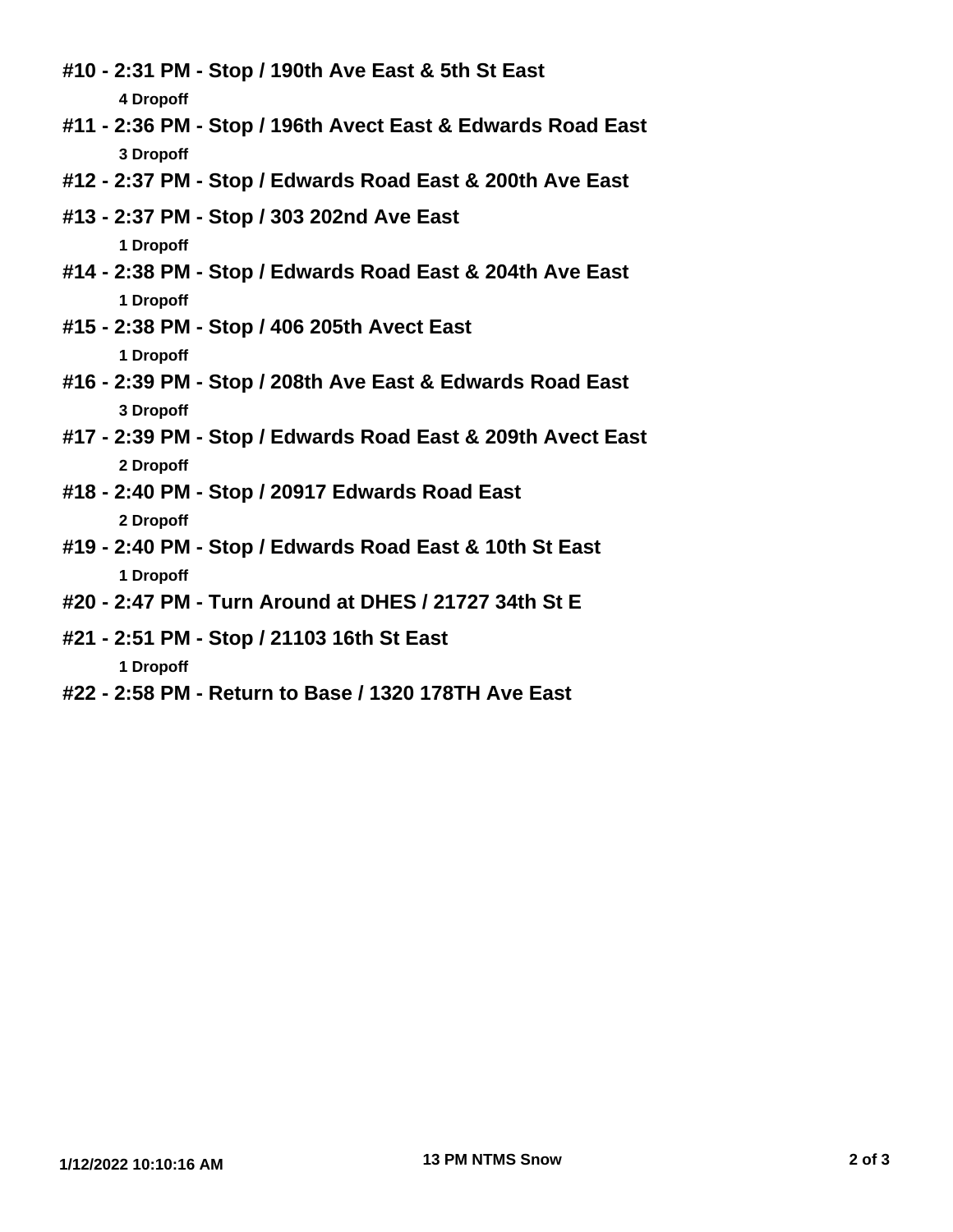**#10 - 2:31 PM - Stop / 190th Ave East & 5th St East**

4 Dropoff

**#11 - 2:36 PM - Stop / 196th Avect East & Edwards Road East**

3 Dropoff

**#12 - 2:37 PM - Stop / Edwards Road East & 200th Ave East**

**#13 - 2:37 PM - Stop / 303 202nd Ave East**

1 Dropoff

**#14 - 2:38 PM - Stop / Edwards Road East & 204th Ave East**

1 Dropoff

**#15 - 2:38 PM - Stop / 406 205th Avect East**

1 Dropoff

**#16 - 2:39 PM - Stop / 208th Ave East & Edwards Road East**

3 Dropoff

**#17 - 2:39 PM - Stop / Edwards Road East & 209th Avect East**

2 Dropoff

**#18 - 2:40 PM - Stop / 20917 Edwards Road East**

2 Dropoff

**#19 - 2:40 PM - Stop / Edwards Road East & 10th St East**

1 Dropoff

**#20 - 2:47 PM - Turn Around at DHES / 21727 34th St E**

**#21 - 2:51 PM - Stop / 21103 16th St East**

1 Dropoff

**#22 - 2:58 PM - Return to Base / 1320 178TH Ave East**

1/12/2022 10:10:16 AM 13 PM NTMS Snow